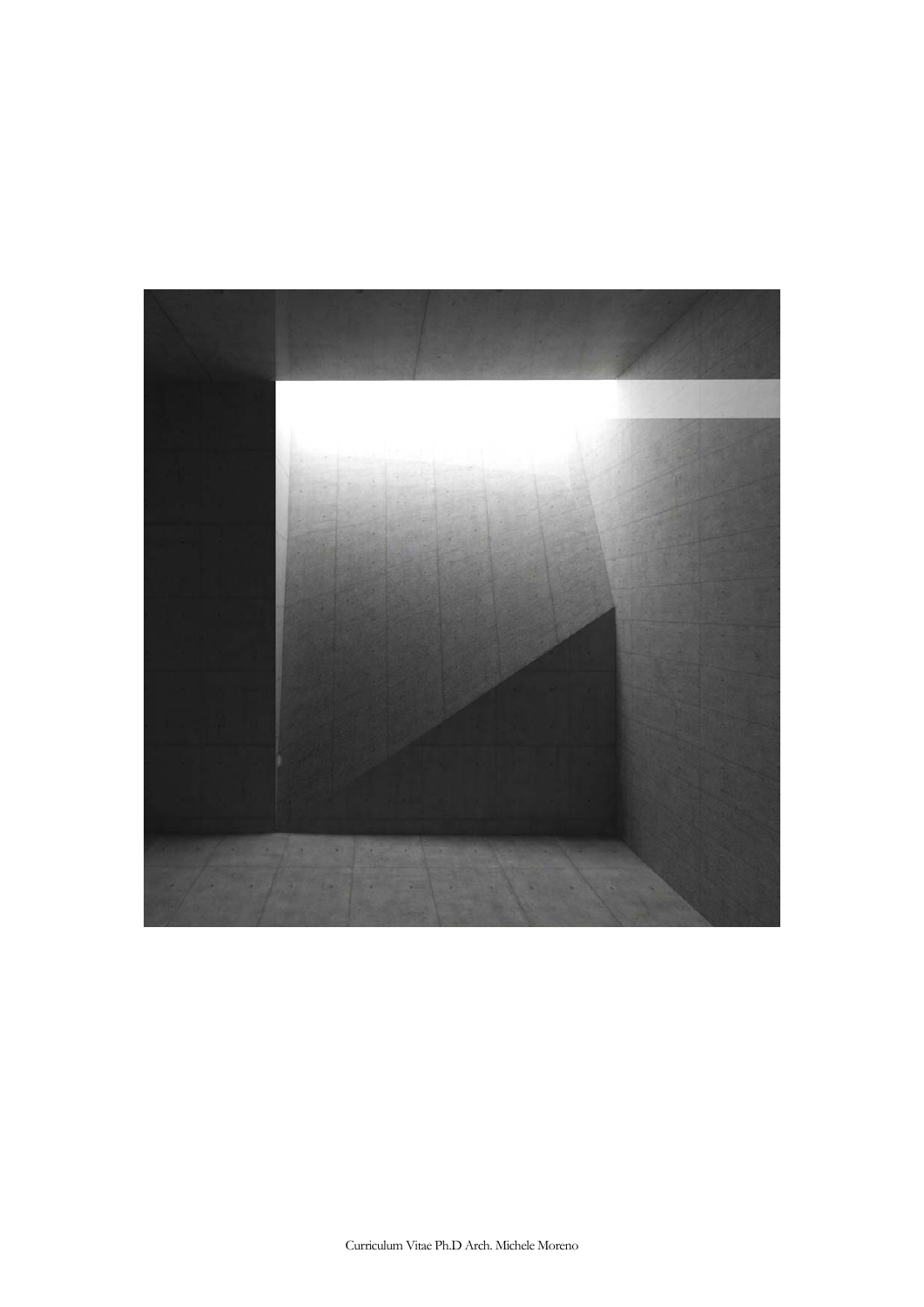Curriculum Vitae Ph.D Arch. Michele Moreno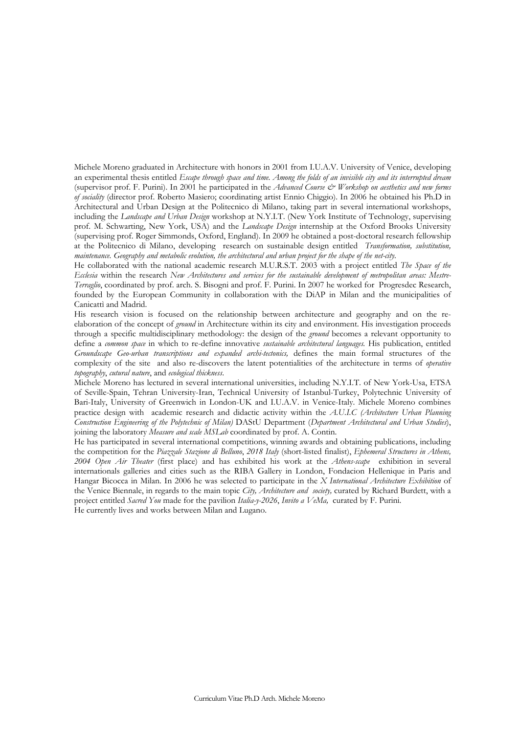Michele Moreno graduated in Architecture with honors in 2001 from I.U.A.V. University of Venice, developing an experimental thesis entitled *Escape through space and time. Among the folds of an invisible city and its interrupted dream* (supervisor prof. F. Purini). In 2001 he participated in the *Advanced Course & Workshop on aesthetics and new forms of sociality* (director prof. Roberto Masiero; coordinating artist Ennio Chiggio). In 2006 he obtained his Ph.D in Architectural and Urban Design at the Politecnico di Milano, taking part in several international workshops, including the *Landscape and Urban Design* workshop at N.Y.I.T. (New York Institute of Technology, supervising prof. M. Schwarting, New York, USA) and the *Landscape Design* internship at the Oxford Brooks University (supervising prof. Roger Simmonds, Oxford, England). In 2009 he obtained a post-doctoral research fellowship at the Politecnico di Milano, developing research on sustainable design entitled *Transformation, substitution, maintenance. Geography and metabolic evolution, the architectural and urban project for the shape of the net-city*.

He collaborated with the national academic research M.U.R.S.T. 2003 with a project entitled *The Space of the Ecclesia* within the research *New Architectures and services for the sustainable development of metropolitan areas: Mestre-Terraglio*, coordinated by prof. arch. S. Bisogni and prof. F. Purini. In 2007 he worked for Progresdec Research, founded by the European Community in collaboration with the DiAP in Milan and the municipalities of Canicattì and Madrid.

His research vision is focused on the relationship between architecture and geography and on the re-elaboration of the concept of *ground* in Architecture within its city and environment. His investigation proceeds through a specific multidisciplinary methodology: the design of the *ground* becomes a relevant opportunity to define a *common space* in which to re-define innovative *sustainable architectural languages.* His publication, entitled *Groundscape Geo-urban transcriptions and expanded archi-tectonics,* defines the main formal structures of the complexity of the site and also re-discovers the latent potentialities of the architecture in terms of *operative topography*, *cutural nature*, and *ecological thickness*.

Michele Moreno has lectured in several international universities, including N.Y.I.T. of New York-Usa, ETSA of Seville-Spain, Tehran University-Iran, Technical University of Istanbul-Turkey, Polytechnic University of Bari-Italy, University of Greenwich in London-UK and I.U.A.V. in Venice-Italy. Michele Moreno combines practice design with academic research and didactic activity within the *A.U.I.C (Architecture Urban Planning Construction Engineering of the Polytechnic of Milan)* DAStU Department (*Department Architectural and Urban Studies*), joining the laboratory *Measure and scale MSLab* coordinated by prof. A. Contin.

He has participated in several international competitions, winning awards and obtaining publications, including the competition for the *Piazzale Stazione di Belluno*, *2018 Italy* (short-listed finalist), *Ephemeral Structures in Athens, 2004 Open Air Theater* (first place) and has exhibited his work at the *Athens-scape* exhibition in several internationals galleries and cities such as the RIBA Gallery in London, Fondacion Hellenique in Paris and Hangar Bicocca in Milan. In 2006 he was selected to participate in the *X International Architecture Exhibition* of the Venice Biennale, in regards to the main topic *City, Architecture and society,* curated by Richard Burdett, with a project entitled *Sacred You* made for the pavilion *Italia-y-2026*, *Invito a VeMa,* curated by F. Purini.

He currently lives and works between Milan and Lugano.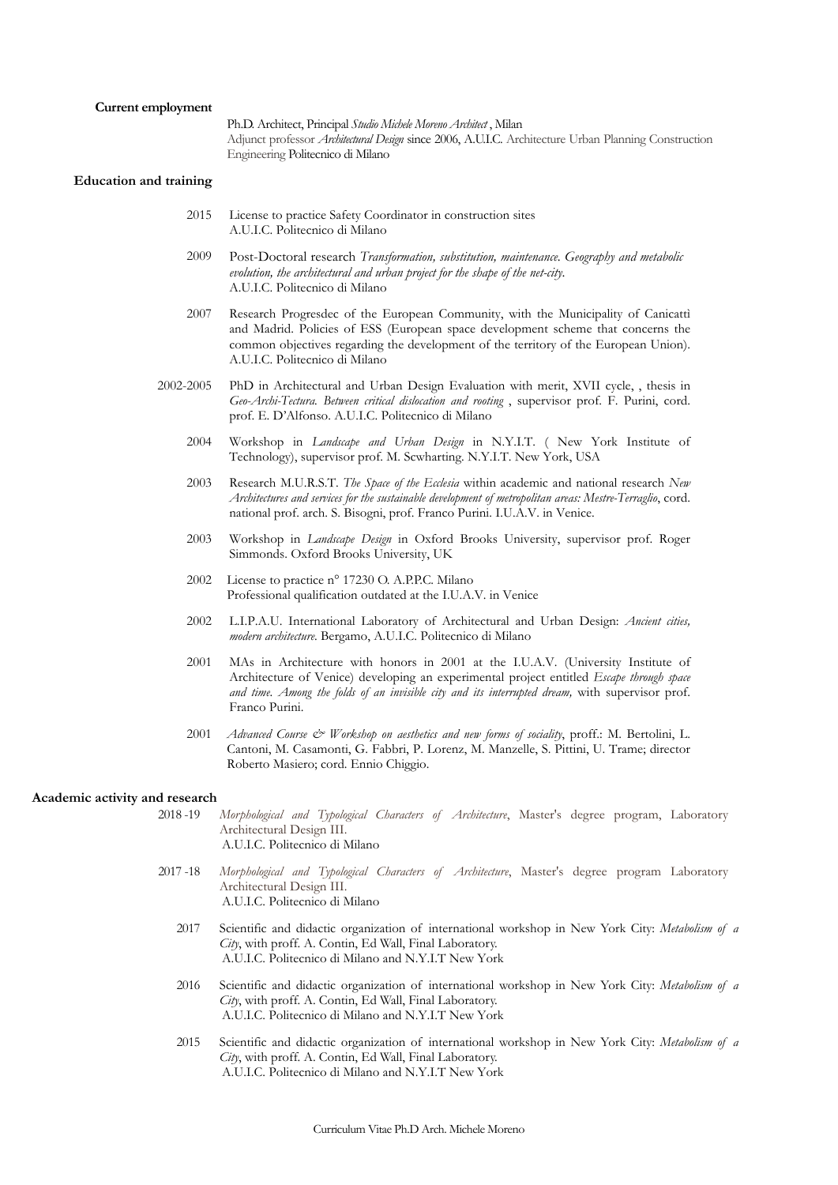**Current employment**

Ph.D. Architect, Principal *Studio Michele Moreno Architect* , Milan
Adjunct professor *Architectural Design* since 2006, A.U.I.C. Architecture Urban Planning Construction Engineering Politecnico di Milano

**Education and training**

2015 License to practice Safety Coordinator in construction sites
A.U.I.C. Politecnico di Milano

2009 Post-Doctoral research *Transformation, substitution, maintenance. Geography and metabolic evolution, the architectural and urban project for the shape of the net-city.*
A.U.I.C. Politecnico di Milano

2007 Research Progresdec of the European Community, with the Municipality of Canicattì and Madrid. Policies of ESS (European space development scheme that concerns the common objectives regarding the development of the territory of the European Union).
A.U.I.C. Politecnico di Milano

2002-2005 PhD in Architectural and Urban Design Evaluation with merit, XVII cycle, , thesis in *Geo-Archi-Tectura. Between critical dislocation and rooting* , supervisor prof. F. Purini, cord. prof. E. D'Alfonso. A.U.I.C. Politecnico di Milano

2004 Workshop in *Landscape and Urban Design* in N.Y.I.T. ( New York Institute of Technology), supervisor prof. M. Scwharting. N.Y.I.T. New York, USA

2003 Research M.U.R.S.T. *The Space of the Ecclesia* within academic and national research *New Architectures and services for the sustainable development of metropolitan areas: Mestre-Terraglio*, cord. national prof. arch. S. Bisogni, prof. Franco Purini. I.U.A.V. in Venice.

2003 Workshop in *Landscape Design* in Oxford Brooks University, supervisor prof. Roger Simmonds. Oxford Brooks University, UK

2002 License to practice n° 17230 O. A.P.P.C. Milano
Professional qualification outdated at the I.U.A.V. in Venice

2002 L.I.P.A.U. International Laboratory of Architectural and Urban Design: *Ancient cities, modern architecture*. Bergamo, A.U.I.C. Politecnico di Milano

2001 MAs in Architecture with honors in 2001 at the I.U.A.V. (University Institute of Architecture of Venice) developing an experimental project entitled *Escape through space and time. Among the folds of an invisible city and its interrupted dream,* with supervisor prof. Franco Purini.

2001 *Advanced Course & Workshop on aesthetics and new forms of sociality*, proff.: M. Bertolini, L. Cantoni, M. Casamonti, G. Fabbri, P. Lorenz, M. Manzelle, S. Pittini, U. Trame; director Roberto Masiero; cord. Ennio Chiggio.

**Academic activity and research**

2018 -19 *Morphological and Typological Characters of Architecture*, Master's degree program, Laboratory Architectural Design III.
A.U.I.C. Politecnico di Milano

2017 -18 *Morphological and Typological Characters of Architecture*, Master's degree program Laboratory Architectural Design III.
A.U.I.C. Politecnico di Milano

2017 Scientific and didactic organization of international workshop in New York City: *Metabolism of a City*, with proff. A. Contin, Ed Wall, Final Laboratory.
A.U.I.C. Politecnico di Milano and N.Y.I.T New York

2016 Scientific and didactic organization of international workshop in New York City: *Metabolism of a City*, with proff. A. Contin, Ed Wall, Final Laboratory.
A.U.I.C. Politecnico di Milano and N.Y.I.T New York

2015 Scientific and didactic organization of international workshop in New York City: *Metabolism of a City*, with proff. A. Contin, Ed Wall, Final Laboratory.
A.U.I.C. Politecnico di Milano and N.Y.I.T New York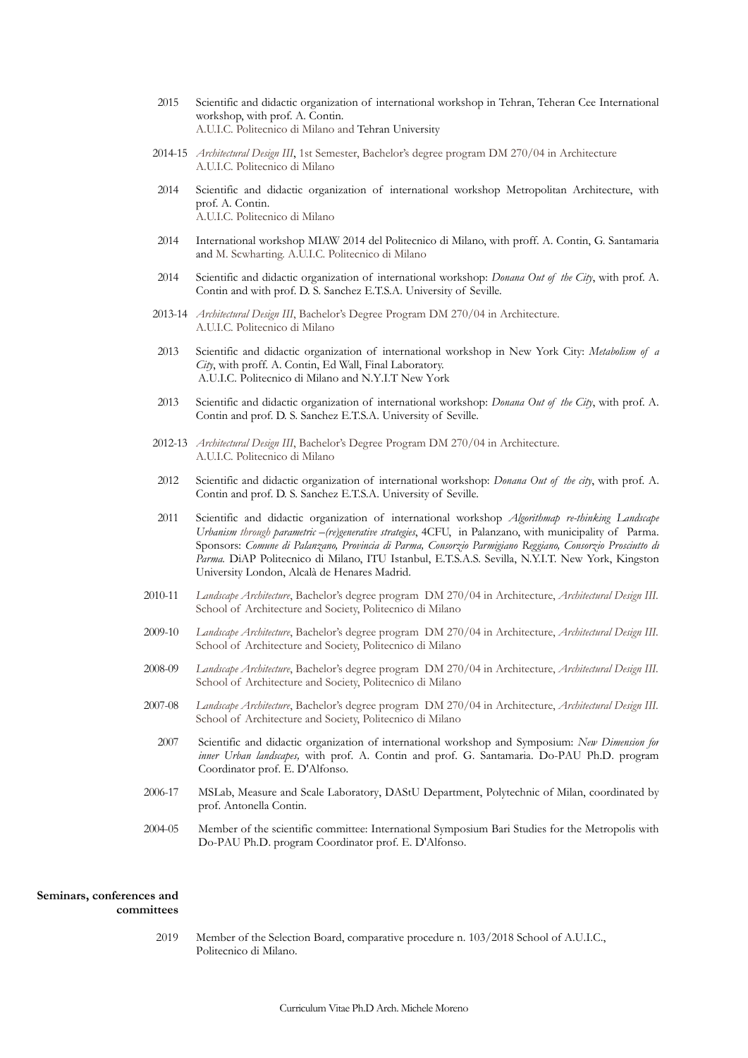2015 Scientific and didactic organization of international workshop in Tehran, Teheran Cee International workshop, with prof. A. Contin.
A.U.I.C. Politecnico di Milano and Tehran University

2014-15 *Architectural Design III*, 1st Semester, Bachelor's degree program DM 270/04 in Architecture
A.U.I.C. Politecnico di Milano

2014 Scientific and didactic organization of international workshop Metropolitan Architecture, with prof. A. Contin.
A.U.I.C. Politecnico di Milano

2014 International workshop MIAW 2014 del Politecnico di Milano, with proff. A. Contin, G. Santamaria and M. Scwharting. A.U.I.C. Politecnico di Milano

2014 Scientific and didactic organization of international workshop: *Donana Out of the City*, with prof. A. Contin and with prof. D. S. Sanchez E.T.S.A. University of Seville.

2013-14 *Architectural Design III*, Bachelor's Degree Program DM 270/04 in Architecture.
A.U.I.C. Politecnico di Milano

2013 Scientific and didactic organization of international workshop in New York City: *Metabolism of a City*, with proff. A. Contin, Ed Wall, Final Laboratory.
A.U.I.C. Politecnico di Milano and N.Y.I.T New York

2013 Scientific and didactic organization of international workshop: *Donana Out of the City*, with prof. A. Contin and prof. D. S. Sanchez E.T.S.A. University of Seville.

2012-13 *Architectural Design III*, Bachelor's Degree Program DM 270/04 in Architecture.
A.U.I.C. Politecnico di Milano

2012 Scientific and didactic organization of international workshop: *Donana Out of the city*, with prof. A. Contin and prof. D. S. Sanchez E.T.S.A. University of Seville.

2011 Scientific and didactic organization of international workshop *Algorithmap re-thinking Landscape Urbanism through parametric –(re)generative strategies*, 4CFU, in Palanzano, with municipality of Parma. Sponsors: *Comune di Palanzano, Provincia di Parma, Consorzio Parmigiano Reggiano, Consorzio Prosciutto di Parma.* DiAP Politecnico di Milano, ITU Istanbul, E.T.S.A.S. Sevilla, N.Y.I.T. New York, Kingston University London, Alcalà de Henares Madrid.

2010-11 *Landscape Architecture*, Bachelor's degree program DM 270/04 in Architecture, *Architectural Design III.*
School of Architecture and Society, Politecnico di Milano

2009-10 *Landscape Architecture*, Bachelor's degree program DM 270/04 in Architecture, *Architectural Design III.*
School of Architecture and Society, Politecnico di Milano

2008-09 *Landscape Architecture*, Bachelor's degree program DM 270/04 in Architecture, *Architectural Design III.*
School of Architecture and Society, Politecnico di Milano

2007-08 *Landscape Architecture*, Bachelor's degree program DM 270/04 in Architecture, *Architectural Design III.*
School of Architecture and Society, Politecnico di Milano

2007 Scientific and didactic organization of international workshop and Symposium: *New Dimension for inner Urban landscapes,* with prof. A. Contin and prof. G. Santamaria. Do-PAU Ph.D. program Coordinator prof. E. D'Alfonso.

2006-17 MSLab, Measure and Scale Laboratory, DAStU Department, Polytechnic of Milan, coordinated by prof. Antonella Contin.

2004-05 Member of the scientific committee: International Symposium Bari Studies for the Metropolis with Do-PAU Ph.D. program Coordinator prof. E. D'Alfonso.

**Seminars, conferences and committees**

2019 Member of the Selection Board, comparative procedure n. 103/2018 School of A.U.I.C., Politecnico di Milano.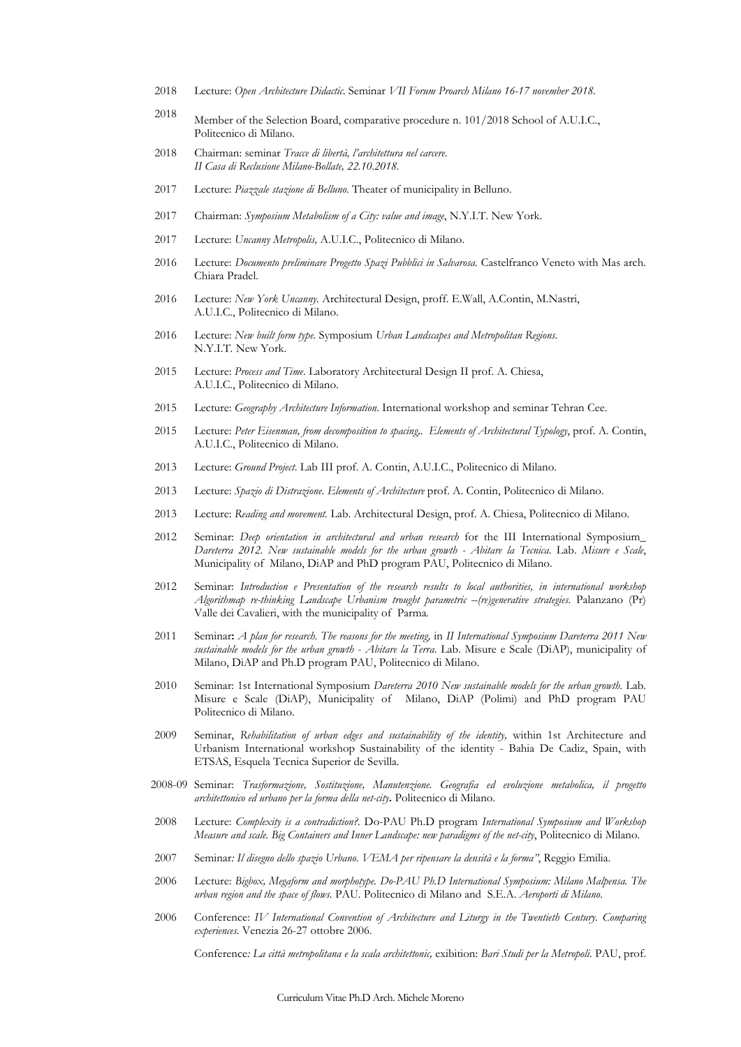2018 Lecture: *Open Architecture Didactic*. Seminar *VII Forum Proarch Milano 16-17 november 2018.*

2018 Member of the Selection Board, comparative procedure n. 101/2018 School of A.U.I.C., Politecnico di Milano.

2018 Chairman: seminar *Tracce di libertà, l'architettura nel carcere. II Casa di Reclusione Milano-Bollate, 22.10.2018.*

2017 Lecture: *Piazzale stazione di Belluno*. Theater of municipality in Belluno.

2017 Chairman: *Symposium Metabolism of a City: value and image*, N.Y.I.T. New York.

2017 Lecture: *Uncanny Metropolis,* A.U.I.C., Politecnico di Milano.

2016 Lecture: *Documento preliminare Progetto Spazi Pubblici in Salvarosa.* Castelfranco Veneto with Mas arch. Chiara Pradel.

2016 Lecture: *New York Uncanny.* Architectural Design, proff. E.Wall, A.Contin, M.Nastri, A.U.I.C., Politecnico di Milano.

2016 Lecture: *New built form type.* Symposium *Urban Landscapes and Metropolitan Regions.* N.Y.I.T. New York.

2015 Lecture: *Process and Time*. Laboratory Architectural Design II prof. A. Chiesa, A.U.I.C., Politecnico di Milano.

2015 Lecture: *Geography Architecture Information*. International workshop and seminar Tehran Cee.

2015 Lecture: *Peter Eisenman, from decomposition to spacing,. Elements of Architectural Typology*, prof. A. Contin, A.U.I.C., Politecnico di Milano.

2013 Lecture: *Ground Project*. Lab III prof. A. Contin, A.U.I.C., Politecnico di Milano.

2013 Lecture: *Spazio di Distrazione. Elements of Architecture* prof. A. Contin, Politecnico di Milano.

2013 Lecture: *Reading and movement.* Lab. Architectural Design, prof. A. Chiesa, Politecnico di Milano.

2012 Seminar: *Deep orientation in architectural and urban research* for the III International Symposium_ *Dareterra 2012. New sustainable models for the urban growth - Abitare la Tecnica.* Lab. *Misure e Scale*, Municipality of Milano, DiAP and PhD program PAU, Politecnico di Milano.

2012 Seminar: *Introduction e Presentation of the research results to local authorities, in international workshop Algorithmap re-thinking Landscape Urbanism trought parametric –(re)generative strategies.* Palanzano (Pr) Valle dei Cavalieri, with the municipality of Parma.

2011 Seminar**:** *A plan for research. The reasons for the meeting,* in *II International Symposium Dareterra 2011 New sustainable models for the urban growth - Abitare la Terra.* Lab. Misure e Scale (DiAP), municipality of Milano, DiAP and Ph.D program PAU, Politecnico di Milano.

2010 Seminar: 1st International Symposium *Dareterra 2010 New sustainable models for the urban growth.* Lab. Misure e Scale (DiAP), Municipality of Milano, DiAP (Polimi) and PhD program PAU Politecnico di Milano.

2009 Seminar, *Rehabilitation of urban edges and sustainability of the identity,* within 1st Architecture and Urbanism International workshop Sustainability of the identity - Bahia De Cadiz, Spain, with ETSAS, Esquela Tecnica Superior de Sevilla.

2008-09 Seminar: *Trasformazione, Sostituzione, Manutenzione. Geografia ed evoluzione metabolica, il progetto architettonico ed urbano per la forma della net-city***.** Politecnico di Milano.

2008 Lecture: *Complexity is a contradiction?*. Do-PAU Ph.D program *International Symposium and Workshop Measure and scale. Big Containers and Inner Landscape: new paradigms of the net-city*, Politecnico di Milano.

2007 Seminar*: Il disegno dello spazio Urbano. VEMA per ripensare la densità e la forma"*, Reggio Emilia.

2006 Lecture: *Bigbox, Megaform and morphotype. Do-PAU Ph.D International Symposium: Milano Malpensa. The urban region and the space of flows.* PAU. Politecnico di Milano and S.E.A. *Aeroporti di Milano.*

2006 Conference: *IV International Convention of Architecture and Liturgy in the Twentieth Century. Comparing experiences.* Venezia 26-27 ottobre 2006.

Conference*: La città metropolitana e la scala architettonic,* exibition: *Bari Studi per la Metropoli.* PAU, prof.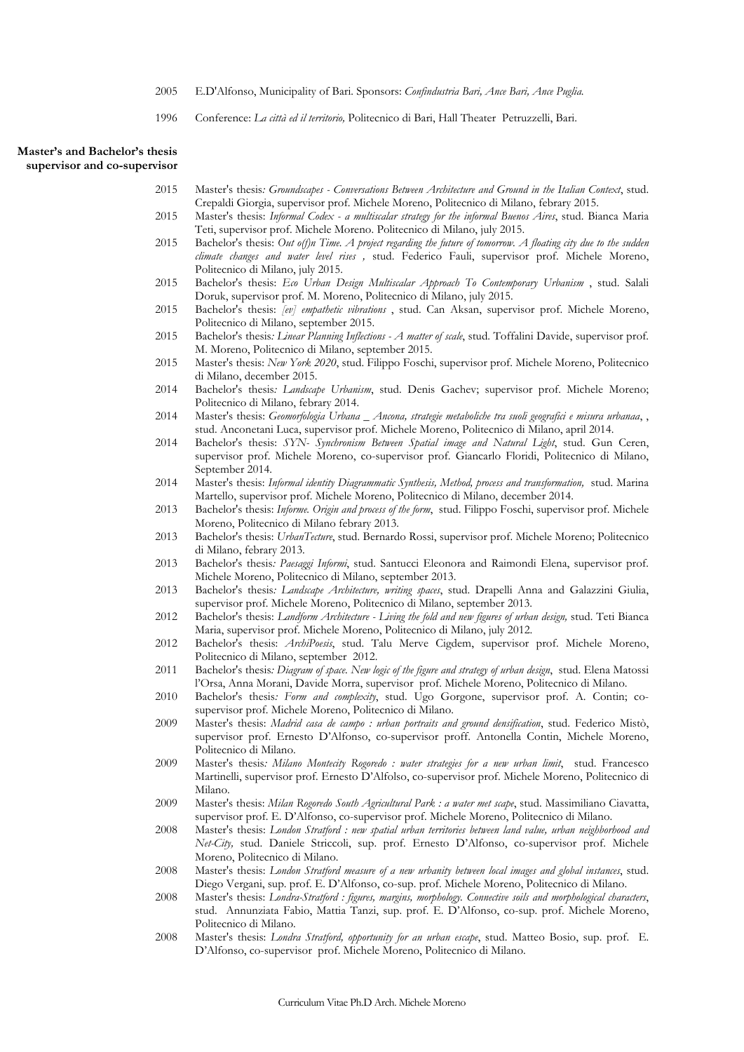2005 E.D'Alfonso, Municipality of Bari. Sponsors: *Confindustria Bari, Ance Bari, Ance Puglia.*

1996 Conference: *La città ed il territorio,* Politecnico di Bari, Hall Theater Petruzzelli, Bari.

**Master's and Bachelor's thesis supervisor and co-supervisor**

2015 Master's thesis*: Groundscapes - Conversations Between Architecture and Ground in the Italian Context*, stud. Crepaldi Giorgia, supervisor prof. Michele Moreno, Politecnico di Milano, febrary 2015.

2015 Master's thesis: *Informal Codex - a multiscalar strategy for the informal Buenos Aires*, stud. Bianca Maria Teti, supervisor prof. Michele Moreno. Politecnico di Milano, july 2015.

2015 Bachelor's thesis: *Out o(f)n Time. A project regarding the future of tomorrow. A floating city due to the sudden climate changes and water level rises ,* stud. Federico Fauli, supervisor prof. Michele Moreno, Politecnico di Milano, july 2015.

2015 Bachelor's thesis: *Eco Urban Design Multiscalar Approach To Contemporary Urbanism* , stud. Salali Doruk, supervisor prof. M. Moreno, Politecnico di Milano, july 2015.

2015 Bachelor's thesis: *[ev] empathetic vibrations* , stud. Can Aksan, supervisor prof. Michele Moreno, Politecnico di Milano, september 2015.

2015 Bachelor's thesis*: Linear Planning Inflections - A matter of scale*, stud. Toffalini Davide, supervisor prof. M. Moreno, Politecnico di Milano, september 2015.

2015 Master's thesis: *New York 2020*, stud. Filippo Foschi, supervisor prof. Michele Moreno, Politecnico di Milano, december 2015.

2014 Bachelor's thesis*: Landscape Urbanism*, stud. Denis Gachev; supervisor prof. Michele Moreno; Politecnico di Milano, febrary 2014.

2014 Master's thesis: *Geomorfologia Urbana _ Ancona, strategie metaboliche tra suoli geografici e misura urbanaa*, , stud. Anconetani Luca, supervisor prof. Michele Moreno, Politecnico di Milano, april 2014.

2014 Bachelor's thesis: *SYN- Synchronism Between Spatial image and Natural Light*, stud. Gun Ceren, supervisor prof. Michele Moreno, co-supervisor prof. Giancarlo Floridi, Politecnico di Milano, September 2014.

2014 Master's thesis: *Informal identity Diagrammatic Synthesis, Method, process and transformation,* stud. Marina Martello, supervisor prof. Michele Moreno, Politecnico di Milano, december 2014.

2013 Bachelor's thesis: *Informe. Origin and process of the form*, stud. Filippo Foschi, supervisor prof. Michele Moreno, Politecnico di Milano febrary 2013.

2013 Bachelor's thesis: *UrbanTecture*, stud. Bernardo Rossi, supervisor prof. Michele Moreno; Politecnico di Milano, febrary 2013.

2013 Bachelor's thesis*: Paesaggi Informi*, stud. Santucci Eleonora and Raimondi Elena, supervisor prof. Michele Moreno, Politecnico di Milano, september 2013.

2013 Bachelor's thesis*: Landscape Architecture, writing spaces*, stud. Drapelli Anna and Galazzini Giulia, supervisor prof. Michele Moreno, Politecnico di Milano, september 2013.

2012 Bachelor's thesis: *Landform Architecture - Living the fold and new figures of urban design,* stud. Teti Bianca Maria, supervisor prof. Michele Moreno, Politecnico di Milano, july 2012.

2012 Bachelor's thesis: *ArchiPoesis*, stud. Talu Merve Cigdem, supervisor prof. Michele Moreno, Politecnico di Milano, september 2012.

2011 Bachelor's thesis*: Diagram of space. New logic of the figure and strategy of urban design*, stud. Elena Matossi l'Orsa, Anna Morani, Davide Morra, supervisor prof. Michele Moreno, Politecnico di Milano.

2010 Bachelor's thesis*: Form and complexity*, stud. Ugo Gorgone, supervisor prof. A. Contin; co-supervisor prof. Michele Moreno, Politecnico di Milano.

2009 Master's thesis: *Madrid casa de campo : urban portraits and ground densification*, stud. Federico Mistò, supervisor prof. Ernesto D'Alfonso, co-supervisor proff. Antonella Contin, Michele Moreno, Politecnico di Milano.

2009 Master's thesis*: Milano Montecity Rogoredo : water strategies for a new urban limit*, stud. Francesco Martinelli, supervisor prof. Ernesto D'Alfolso, co-supervisor prof. Michele Moreno, Politecnico di Milano.

2009 Master's thesis: *Milan Rogoredo South Agricultural Park : a water met scape*, stud. Massimiliano Ciavatta, supervisor prof. E. D'Alfonso, co-supervisor prof. Michele Moreno, Politecnico di Milano.

2008 Master's thesis: *London Stratford : new spatial urban territories between land value, urban neighborhood and Net-City,* stud. Daniele Striccoli, sup. prof. Ernesto D'Alfonso, co-supervisor prof. Michele Moreno, Politecnico di Milano.

2008 Master's thesis: *London Stratford measure of a new urbanity between local images and global instances*, stud. Diego Vergani, sup. prof. E. D'Alfonso, co-sup. prof. Michele Moreno, Politecnico di Milano.

2008 Master's thesis: *Londra-Stratford : figures, margins, morphology. Connective soils and morphological characters*, stud. Annunziata Fabio, Mattia Tanzi, sup. prof. E. D'Alfonso, co-sup. prof. Michele Moreno, Politecnico di Milano.

2008 Master's thesis: *Londra Stratford, opportunity for an urban escape*, stud. Matteo Bosio, sup. prof. E. D'Alfonso, co-supervisor prof. Michele Moreno, Politecnico di Milano.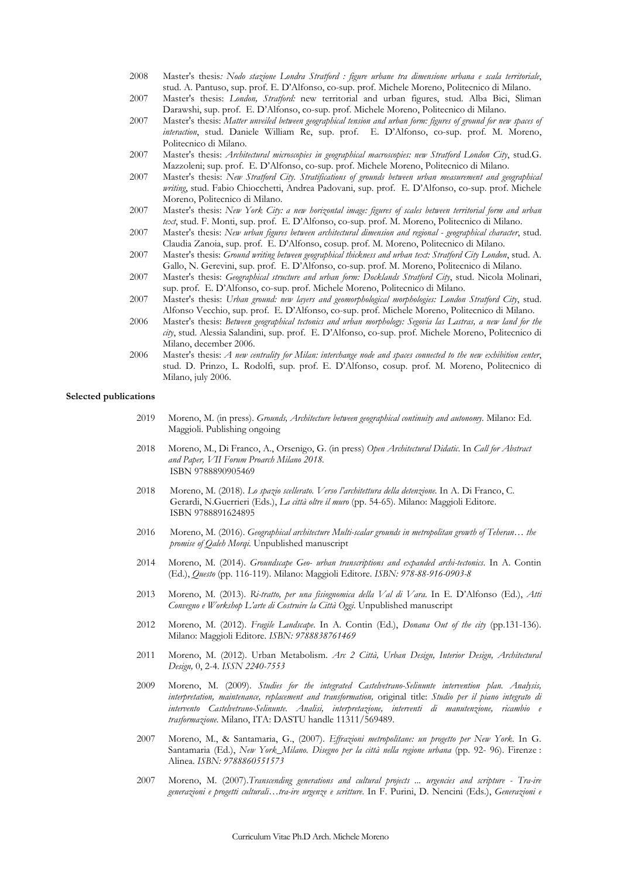2008 Master's thesis*: Nodo stazione Londra Stratford : figure urbane tra dimensione urbana e scala territoriale*, stud. A. Pantuso, sup. prof. E. D'Alfonso, co-sup. prof. Michele Moreno, Politecnico di Milano.

2007 Master's thesis: *London, Stratford:* new territorial and urban figures, stud. Alba Bici, Sliman Darawshi, sup. prof. E. D'Alfonso, co-sup. prof. Michele Moreno, Politecnico di Milano.

2007 Master's thesis: *Matter unveiled between geographical tension and urban form: figures of ground for new spaces of interaction*, stud. Daniele William Re, sup. prof. E. D'Alfonso, co-sup. prof. M. Moreno, Politecnico di Milano.

2007 Master's thesis: *Architectural microscopies in geographical macroscopies: new Stratford London City*, stud.G. Mazzoleni; sup. prof. E. D'Alfonso, co-sup. prof. Michele Moreno, Politecnico di Milano.

2007 Master's thesis: *New Stratford City. Stratifications of grounds between urban measurement and geographical writing*, stud. Fabio Chiocchetti, Andrea Padovani, sup. prof. E. D'Alfonso, co-sup. prof. Michele Moreno, Politecnico di Milano.

2007 Master's thesis: *New York City: a new horizontal image: figures of scales between territorial form and urban text*, stud. F. Monti, sup. prof. E. D'Alfonso, co-sup. prof. M. Moreno, Politecnico di Milano.

2007 Master's thesis: *New urban figures between architectural dimension and regional - geographical character*, stud. Claudia Zanoia, sup. prof. E. D'Alfonso, cosup. prof. M. Moreno, Politecnico di Milano.

2007 Master's thesis: *Ground writing between geographical thickness and urban text: Stratford City London*, stud. A. Gallo, N. Gerevini, sup. prof. E. D'Alfonso, co-sup. prof. M. Moreno, Politecnico di Milano.

2007 Master's thesis: *Geographical structure and urban form: Docklands Stratford City*, stud. Nicola Molinari, sup. prof. E. D'Alfonso, co-sup. prof. Michele Moreno, Politecnico di Milano.

2007 Master's thesis: *Urban ground: new layers and geomorphological morphologies: London Stratford City*, stud. Alfonso Vecchio, sup. prof. E. D'Alfonso, co-sup. prof. Michele Moreno, Politecnico di Milano.

2006 Master's thesis: *Between geographical tectonics and urban morphology: Segovia las Lastras, a new land for the city*, stud. Alessia Salandini, sup. prof. E. D'Alfonso, co-sup. prof. Michele Moreno, Politecnico di Milano, december 2006.

2006 Master's thesis: *A new centrality for Milan: interchange node and spaces connected to the new exhibition center*, stud. D. Prinzo, L. Rodolfi, sup. prof. E. D'Alfonso, cosup. prof. M. Moreno, Politecnico di Milano, july 2006.

**Selected publications**

2019 Moreno, M. (in press). *Grounds, Architecture between geographical continuity and autonomy.* Milano: Ed. Maggioli. Publishing ongoing

2018 Moreno, M., Di Franco, A., Orsenigo, G. (in press) *Open Architectural Didatic*. In *Call for Abstract and Paper, VII Forum Proarch Milano 2018*. ISBN 9788890905469

2018 Moreno, M. (2018). *Lo spazio scellerato. Verso l'architettura della detenzione.* In A. Di Franco, C. Gerardi, N.Guerrieri (Eds.), *La città oltre il muro* (pp. 54-65). Milano: Maggioli Editore. ISBN 9788891624895

2016 Moreno, M. (2016). *Geographical architecture Multi-scalar grounds in metropolitan growth of Teheran… the promise of Qaleh Morqi.* Unpublished manuscript

2014 Moreno, M. (2014). *Groundscape Geo- urban transcriptions and expanded archi-tectonics*. In A. Contin (Ed.), *Questo* (pp. 116-119). Milano: Maggioli Editore. *ISBN: 978-88-916-0903-8*

2013 Moreno, M. (2013). *Ri-tratto, per una fisiognomica della Val di Vara*. In E. D'Alfonso (Ed.), *Atti Convegno e Workshop L'arte di Costruire la Città Oggi*. Unpublished manuscript

2012 Moreno, M. (2012). *Fragile Landscape*. In A. Contin (Ed.), *Donana Out of the city* (pp.131-136). Milano: Maggioli Editore. *ISBN: 9788838761469*

2011 Moreno, M. (2012). Urban Metabolism. *Arc 2 Città, Urban Design, Interior Design, Architectural Design,* 0, 2-4. *ISSN 2240-7553*

2009 Moreno, M. (2009). *Studies for the integrated Castelvetrano-Selinunte intervention plan. Analysis, interpretation, maintenance, replacement and transformation,* original title: *Studio per il piano integrato di intervento Castelvetrano-Selinunte. Analisi, interpretazione, interventi di manutenzione, ricambio e trasformazione*. Milano, ITA: DASTU handle 11311/569489.

2007 Moreno, M., & Santamaria, G., (2007). *Effrazioni metropolitane: un progetto per New York*. In G. Santamaria (Ed.), *New York_Milano. Disegno per la città nella regione urbana* (pp. 92- 96). Firenze : Alinea. *ISBN: 9788860551573*

2007 Moreno, M. (2007).*Transcending generations and cultural projects ... urgencies and scripture - Tra-ire generazioni e progetti culturali…tra-ire urgenze e scritture*. In F. Purini, D. Nencini (Eds.), *Generazioni e*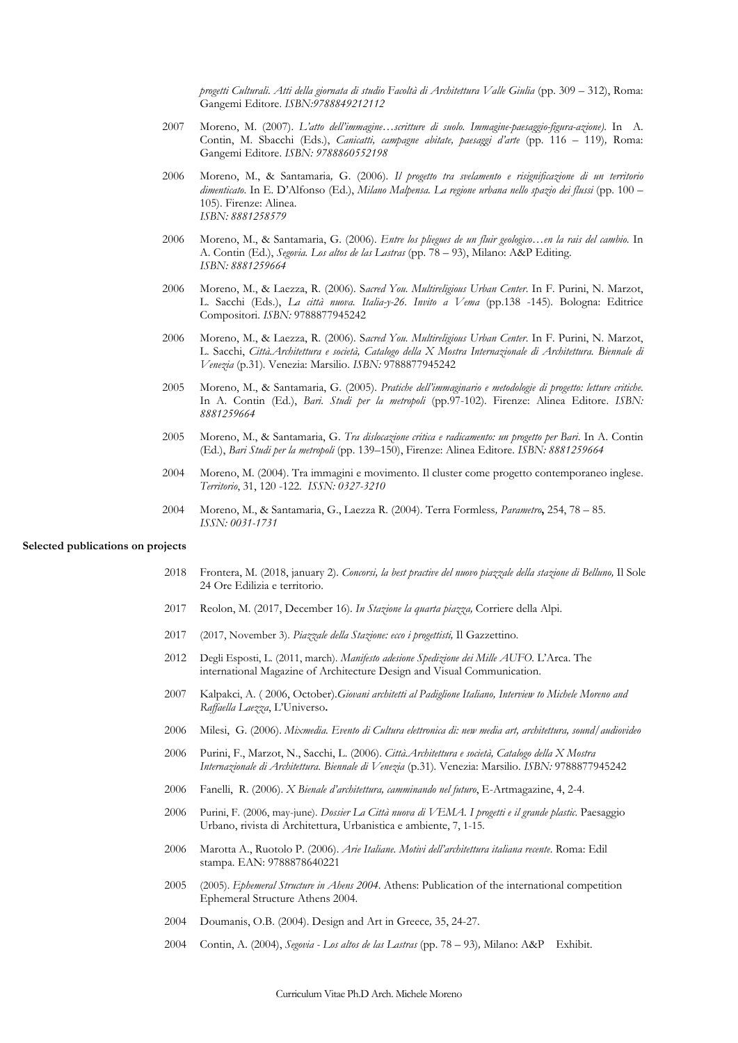*progetti Culturali. Atti della giornata di studio Facoltà di Architettura Valle Giulia* (pp. 309 – 312), Roma: Gangemi Editore. *ISBN:9788849212112*

2007 Moreno, M. (2007). *L'atto dell'immagine…scritture di suolo. Immagine-paesaggio-figura-azione)*. In A. Contin, M. Sbacchi (Eds.), *Canicattì, campagne abitate, paesaggi d'arte* (pp. 116 – 119), Roma: Gangemi Editore. *ISBN: 9788860552198*

2006 Moreno, M., & Santamaria, G. (2006). *Il progetto tra svelamento e risignificazione di un territorio dimenticato*. In E. D'Alfonso (Ed.), *Milano Malpensa. La regione urbana nello spazio dei flussi* (pp. 100 – 105). Firenze: Alinea. *ISBN: 8881258579*

2006 Moreno, M., & Santamaria, G. (2006). *Entre los pliegues de un fluir geologico…en la rais del cambio.* In A. Contin (Ed.), *Segovia. Los altos de las Lastras* (pp. 78 – 93), Milano: A&P Editing. *ISBN: 8881259664*

2006 Moreno, M., & Laezza, R. (2006). S*acred You. Multireligious Urban Center*. In F. Purini, N. Marzot, L. Sacchi (Eds.), *La città nuova. Italia-y-26. Invito a Vema* (pp.138 -145). Bologna: Editrice Compositori. *ISBN:* 9788877945242

2006 Moreno, M., & Laezza, R. (2006). S*acred You. Multireligious Urban Center*. In F. Purini, N. Marzot, L. Sacchi, *Città.Architettura e società, Catalogo della X Mostra Internazionale di Architettura. Biennale di Venezia* (p.31). Venezia: Marsilio. *ISBN:* 9788877945242

2005 Moreno, M., & Santamaria, G. (2005). *Pratiche dell'immaginario e metodologie di progetto: letture critiche.* In A. Contin (Ed.), *Bari. Studi per la metropoli* (pp.97-102). Firenze: Alinea Editore. *ISBN: 8881259664*

2005 Moreno, M., & Santamaria, G. *Tra dislocazione critica e radicamento: un progetto per Bari*. In A. Contin (Ed.), *Bari Studi per la metropoli* (pp. 139–150), Firenze: Alinea Editore. *ISBN: 8881259664*

2004 Moreno, M. (2004). Tra immagini e movimento. Il cluster come progetto contemporaneo inglese. *Territorio*, 31, 120 -122. *ISSN: 0327-3210*

2004 Moreno, M., & Santamaria, G., Laezza R. (2004). Terra Formless*, Parametro***,** 254, 78 – 85. *ISSN: 0031-1731*

**Selected publications on projects**

2018 Frontera, M. (2018, january 2). *Concorsi, la best practive del nuovo piazzale della stazione di Belluno,* Il Sole 24 Ore Edilizia e territorio.

2017 Reolon, M. (2017, December 16). *In Stazione la quarta piazza,* Corriere della Alpi.

2017 (2017, November 3). *Piazzale della Stazione: ecco i progettisti,* Il Gazzettino.

2012 Degli Esposti, L. (2011, march). *Manifesto adesione Spedizione dei Mille AUFO.* L'Arca. The international Magazine of Architecture Design and Visual Communication.

2007 Kalpakci, A. ( 2006, October).*Giovani architetti al Padiglione Italiano, Interview to Michele Moreno and Raffaella Laezza*, L'Universo**.**

2006 Milesi, G. (2006). *Mixmedia. Evento di Cultura elettronica di: new media art, architettura, sound/audiovideo*

2006 Purini, F., Marzot, N., Sacchi, L. (2006). *Città.Architettura e società, Catalogo della X Mostra Internazionale di Architettura. Biennale di Venezia* (p.31). Venezia: Marsilio. *ISBN:* 9788877945242

2006 Fanelli, R. (2006). *X Bienale d'architettura, camminando nel futuro*, E-Artmagazine, 4, 2-4.

2006 Purini, F. (2006, may-june). *Dossier La Città nuova di VEMA. I progetti e il grande plastic.* Paesaggio Urbano, rivista di Architettura, Urbanistica e ambiente, 7, 1-15.

2006 Marotta A., Ruotolo P. (2006). *Arie Italiane. Motivi dell'architettura italiana recente*. Roma: Edil stampa. EAN: 9788878640221

2005 (2005). *Ephemeral Structure in Ahens 2004*. Athens: Publication of the international competition Ephemeral Structure Athens 2004.

2004 Doumanis, O.B. (2004). Design and Art in Greece*,* 35, 24-27.

2004 Contin, A. (2004), *Segovia - Los altos de las Lastras* (pp. 78 – 93)*,* Milano: A&P Exhibit.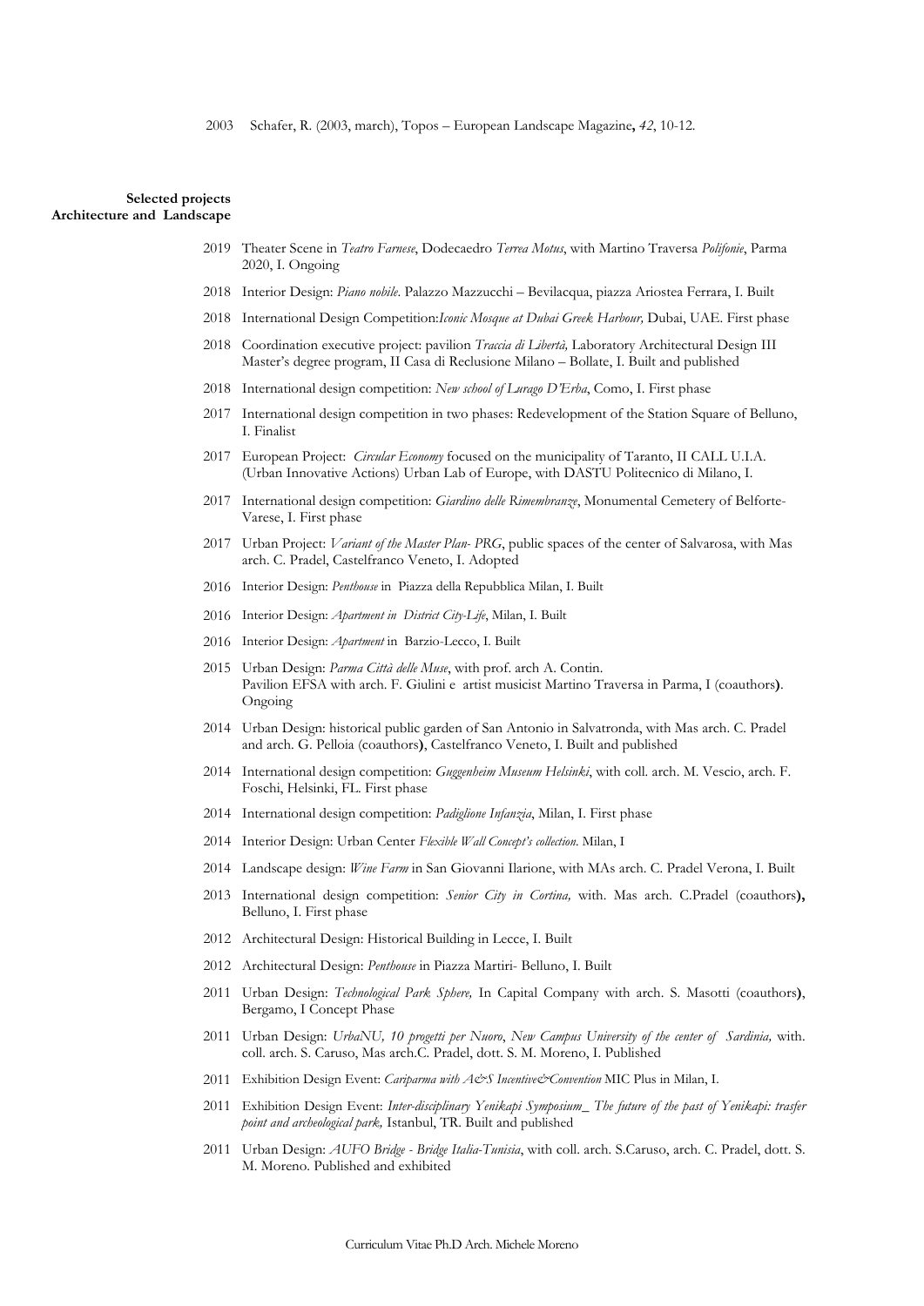2003 Schafer, R. (2003, march), Topos – European Landscape Magazine**,** *42*, 10-12.

**Selected projects**
**Architecture and Landscape**

2019 Theater Scene in *Teatro Farnese*, Dodecaedro *Terrea Motus*, with Martino Traversa *Polifonie*, Parma 2020, I. Ongoing

2018 Interior Design: *Piano nobile*. Palazzo Mazzucchi – Bevilacqua, piazza Ariostea Ferrara, I. Built

2018 International Design Competition:*Iconic Mosque at Dubai Greek Harbour,* Dubai, UAE. First phase

2018 Coordination executive project: pavilion *Traccia di Libertà,* Laboratory Architectural Design III Master's degree program, II Casa di Reclusione Milano – Bollate, I. Built and published

2018 International design competition: *New school of Lurago D'Erba*, Como, I. First phase

2017 International design competition in two phases: Redevelopment of the Station Square of Belluno, I. Finalist

2017 European Project: *Circular Economy* focused on the municipality of Taranto, II CALL U.I.A. (Urban Innovative Actions) Urban Lab of Europe, with DASTU Politecnico di Milano, I.

2017 International design competition: *Giardino delle Rimembranze*, Monumental Cemetery of Belforte-Varese, I. First phase

2017 Urban Project: *Variant of the Master Plan- PRG*, public spaces of the center of Salvarosa, with Mas arch. C. Pradel, Castelfranco Veneto, I. Adopted

2016 Interior Design: *Penthouse* in Piazza della Repubblica Milan, I. Built

2016 Interior Design: *Apartment in District City-Life*, Milan, I. Built

2016 Interior Design: *Apartment* in Barzio-Lecco, I. Built

2015 Urban Design: *Parma Città delle Muse*, with prof. arch A. Contin.
Pavilion EFSA with arch. F. Giulini e artist musicist Martino Traversa in Parma, I (coauthors**)**. Ongoing

2014 Urban Design: historical public garden of San Antonio in Salvatronda, with Mas arch. C. Pradel and arch. G. Pelloia (coauthors**)**, Castelfranco Veneto, I. Built and published

2014 International design competition: *Guggenheim Museum Helsinki*, with coll. arch. M. Vescio, arch. F. Foschi, Helsinki, FL. First phase

2014 International design competition: *Padiglione Infanzia*, Milan, I. First phase

2014 Interior Design: Urban Center *Flexible Wall Concept's collection*. Milan, I

2014 Landscape design: *Wine Farm* in San Giovanni Ilarione, with MAs arch. C. Pradel Verona, I. Built

2013 International design competition: *Senior City in Cortina,* with. Mas arch. C.Pradel (coauthors**),** Belluno, I. First phase

2012 Architectural Design: Historical Building in Lecce, I. Built

2012 Architectural Design: *Penthouse* in Piazza Martiri- Belluno, I. Built

2011 Urban Design: *Technological Park Sphere,* In Capital Company with arch. S. Masotti (coauthors**)**, Bergamo, I Concept Phase

2011 Urban Design: *UrbaNU, 10 progetti per Nuoro*, *New Campus University of the center of Sardinia,* with. coll. arch. S. Caruso, Mas arch.C. Pradel, dott. S. M. Moreno, I. Published

2011 Exhibition Design Event: *Cariparma with A&S Incentive&Convention* MIC Plus in Milan, I.

2011 Exhibition Design Event: *Inter-disciplinary Yenikapi Symposium_ The future of the past of Yenikapi: trasfer point and archeological park,* Istanbul, TR. Built and published

2011 Urban Design: *AUFO Bridge - Bridge Italia-Tunisia*, with coll. arch. S.Caruso, arch. C. Pradel, dott. S. M. Moreno. Published and exhibited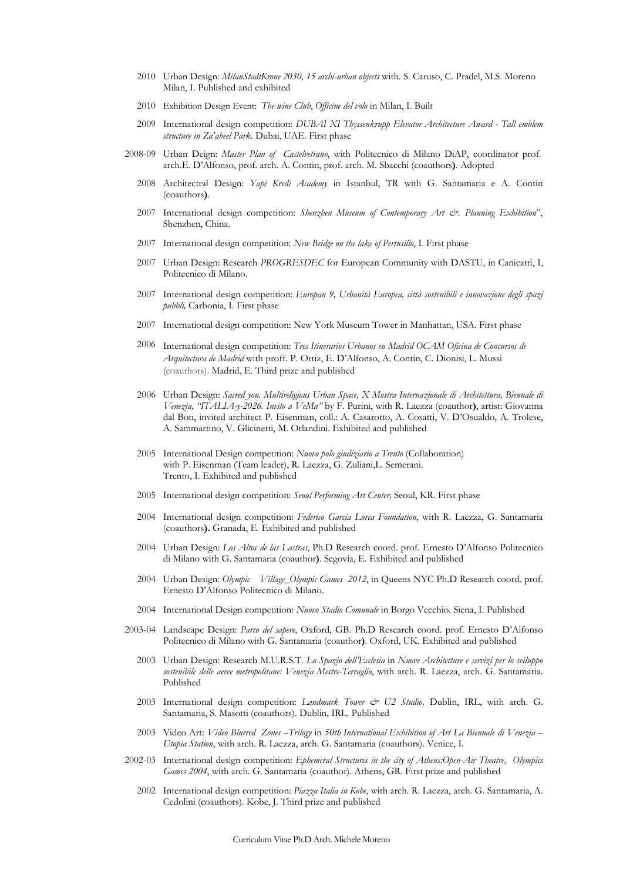2010 Urban Design: *MilanStadtKrone 2030, 15 archi-urban objects* with. S. Caruso, C. Pradel, M.S. Moreno Milan, I. Published and exhibited

2010 Exhibition Design Event: *The wine Club*, *Officine del volo* in Milan, I. Built

2009 International design competition: *DUBAI XI Thyssenkrupp Elevator Architecture Award - Tall emblem structure in Za'abeel Park.* Dubai, UAE. First phase

2008-09 Urban Deign: *Master Plan of Castelvetrano*, with Politecnico di Milano DiAP, coordinator prof. arch.E. D'Alfonso, prof. arch. A. Contin, prof. arch. M. Sbacchi (coauthors**)**. Adopted

2008 Architectral Design: *Yapi Kredi Academy* in Istanbul, TR with G. Santamaria e A. Contin (coauthors**)**.

2007 International design competition: *Shenzhen Museum of Contemporary Art &. Planning Exhibition*", Shenzhen, China.

2007 International design competition: *New Bridge on the lake of Pertusillo*, I. First phase

2007 Urban Design: Research *PROGRESDEC* for European Community with DASTU, in Canicattì, I, Politecnico di Milano.

2007 International design competition: *Europan 9, Urbanità Europea, città sostenibili e innovazione degli spazi pubbli,* Carbonia, I. First phase

2007 International design competition: New York Museum Tower in Manhattan, USA. First phase

2006 International design competition: *Tres Itinerarios Urbanos en Madrid OCAM Oficina de Concursos de Arquitectura de Madrid* with proff. P. Ortiz, E. D'Alfonso, A. Contin, C. Dionisi, L. Mussi (coauthors). Madrid, E. Third prize and published

2006 Urban Design: *Sacred you. Multireligious Urban Space, X Mostra Internazionale di Architettura, Biennale di Venezia, "ITALIA-y-2026. Invito a VeMa"* by F. Purini, with R. Laezza (coauthor**)**, artist: Giovanna dal Bon, invited architect P. Eisenman, coll.: A. Casarotto, A. Cosatti, V. D'Osualdo, A. Trolese, A. Sammartino, V. Glicinetti, M. Orlandini. Exhibited and published

2005 International Design competition: *Nuovo polo giudiziario a Trento* (Collaboration) with P. Eisenman (Team leader), R. Laezza, G. Zuliani,L. Semerani. Trento, I. Exhibited and published

2005 International design competition: *Seoul Performing Art Center,* Seoul, KR. First phase

2004 International design competition: *Federico Garcia Lorca Foundation*, with R. Laezza, G. Santamaria (coauthors**).** Granada, E. Exhibited and published

2004 Urban Design: *Los Altos de las Lastras*, Ph.D Research coord. prof. Ernesto D'Alfonso Politecnico di Milano with G. Santamaria (coautho**r)**. Segovia, E. Exhibited and published

2004 Urban Design: *Olympic Village_Olympic Games 2012*, in Queens NYC Ph.D Research coord. prof. Ernesto D'Alfonso Politecnico di Milano.

2004 International Design competition: *Nuovo Stadio Comunale* in Borgo Vecchio. Siena, I. Published

2003-04 Landscape Design: *Parco del sapere*, Oxford, GB. Ph.D Research coord. prof. Ernesto D'Alfonso Politecnico di Milano with G. Santamaria (coautho**r)**. Oxford, UK. Exhibited and published

2003 Urban Design: Research M.U.R.S.T. *Lo Spazio dell'Ecclesia* in *Nuove Architetture e servizi per lo sviluppo sostenibile delle aeree metropolitane: Venezia Mestre-Terraglio*, with arch. R. Laezza, arch. G. Santamaria. Published

2003 International design competition: *Landmark Tower & U2 Studio,* Dublin, IRL, with arch. G. Santamaria, S. Masotti (coauthors). Dublin, IRL. Published

2003 Video Art: *Video Blurred Zones –Trilogy* in *50th International Exhibition of Art La Biennale di Venezia – Utopia Station*, with arch. R. Laezza, arch. G. Santamaria (coauthors). Venice, I.

2002-03 International design competition: *Ephemeral Structures in the city of Athens:Open-Air Theatre, Olympics Games 2004*, with arch. G. Santamaria (coauthor). Athens, GR. First prize and published

2002 International design competition: *Piazza Italia in Kobe*, with arch. R. Laezza, arch. G. Santamaria, A. Cedolini (coauthors). Kobe, J. Third prize and published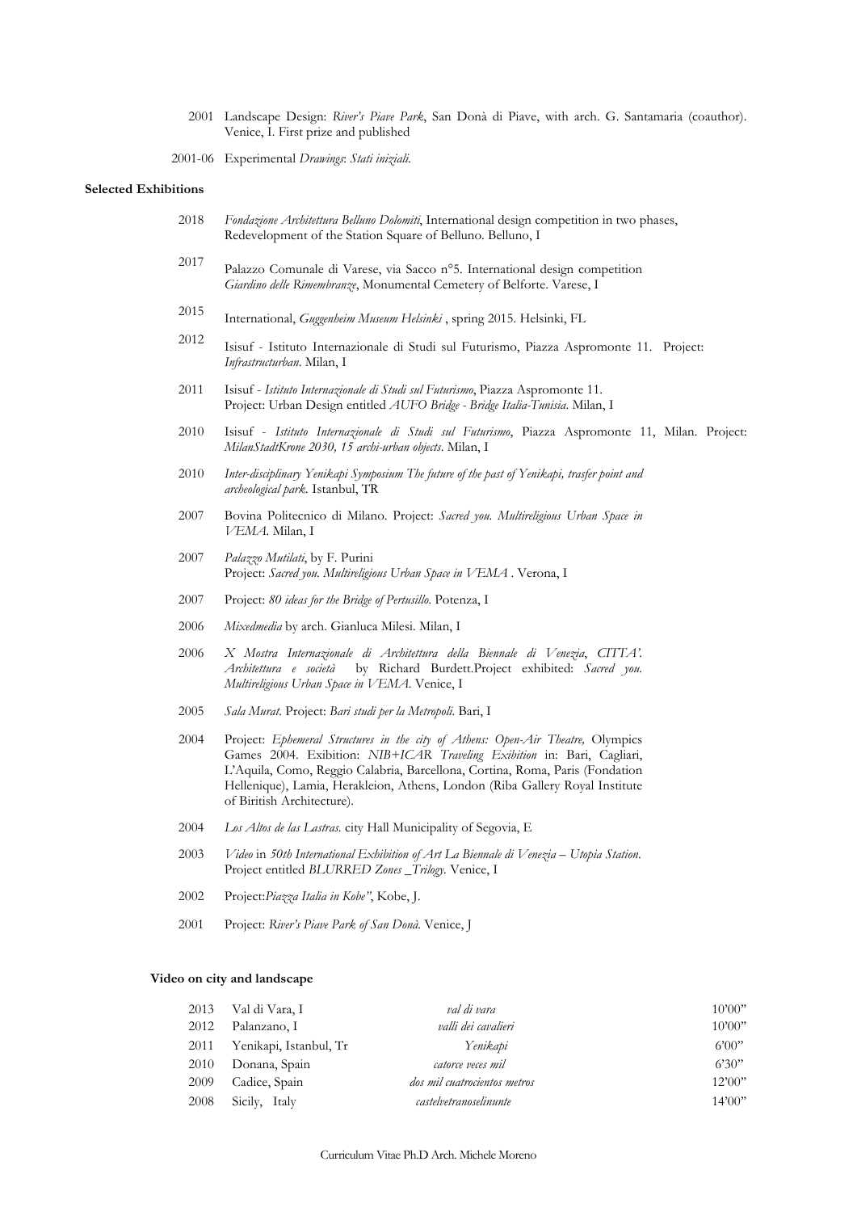2001 Landscape Design: *River's Piave Park*, San Donà di Piave, with arch. G. Santamaria (coauthor). Venice, I. First prize and published

2001-06 Experimental *Drawings*: *Stati iniziali*.

**Selected Exhibitions**

2018 *Fondazione Architettura Belluno Dolomiti*, International design competition in two phases, Redevelopment of the Station Square of Belluno. Belluno, I

2017 Palazzo Comunale di Varese, via Sacco n°5. International design competition *Giardino delle Rimembranze*, Monumental Cemetery of Belforte. Varese, I

2015 International, *Guggenheim Museum Helsinki* , spring 2015. Helsinki, FL

2012 Isisuf - Istituto Internazionale di Studi sul Futurismo, Piazza Aspromonte 11. Project: *Infrastructurban*. Milan, I

2011 Isisuf - *Istituto Internazionale di Studi sul Futurismo*, Piazza Aspromonte 11. Project: Urban Design entitled *AUFO Bridge - Bridge Italia-Tunisia*. Milan, I

2010 Isisuf - *Istituto Internazionale di Studi sul Futurismo*, Piazza Aspromonte 11, Milan. Project: *MilanStadtKrone 2030, 15 archi-urban objects*. Milan, I

2010 *Inter-disciplinary Yenikapi Symposium The future of the past of Yenikapi, trasfer point and archeological park.* Istanbul, TR

2007 Bovina Politecnico di Milano. Project: *Sacred you. Multireligious Urban Space in VEMA.* Milan, I

2007 *Palazzo Mutilati*, by F. Purini
Project: *Sacred you. Multireligious Urban Space in VEMA* . Verona, I

2007 Project: *80 ideas for the Bridge of Pertusillo.* Potenza, I

2006 *Mixedmedia* by arch. Gianluca Milesi. Milan, I

2006 *X Mostra Internazionale di Architettura della Biennale di Venezia*, *CITTA'. Architettura e società* by Richard Burdett.Project exhibited: *Sacred you. Multireligious Urban Space in VEMA.* Venice, I

2005 *Sala Murat*. Project: *Bari studi per la Metropoli.* Bari, I

2004 Project: *Ephemeral Structures in the city of Athens: Open-Air Theatre,* Olympics Games 2004. Exibition: *NIB+ICAR Traveling Exibition* in: Bari, Cagliari, L'Aquila, Como, Reggio Calabria, Barcellona, Cortina, Roma, Paris (Fondation Hellenique), Lamia, Herakleion, Athens, London (Riba Gallery Royal Institute of Biritish Architecture).

2004 *Los Altos de las Lastras.* city Hall Municipality of Segovia, E

2003 *Video* in *50th International Exhibition of Art La Biennale di Venezia – Utopia Station*. Project entitled *BLURRED Zones _Trilogy.* Venice, I

2002 Project:*Piazza Italia in Kobe"*, Kobe, J.

2001 Project: *River's Piave Park of San Donà.* Venice, J

**Video on city and landscape**

| | | | |
|---|---|---|---|
| 2013 | Val di Vara, I | *val di vara* | 10'00" |
| 2012 | Palanzano, I | *valli dei cavalieri* | 10'00" |
| 2011 | Yenikapi, Istanbul, Tr | *Yenikapi* | 6'00" |
| 2010 | Donana, Spain | *catorce veces mil* | 6'30" |
| 2009 | Cadice, Spain | *dos mil cuatrocientos metros* | 12'00" |
| 2008 | Sicily, Italy | *castelvetranoselinunte* | 14'00" |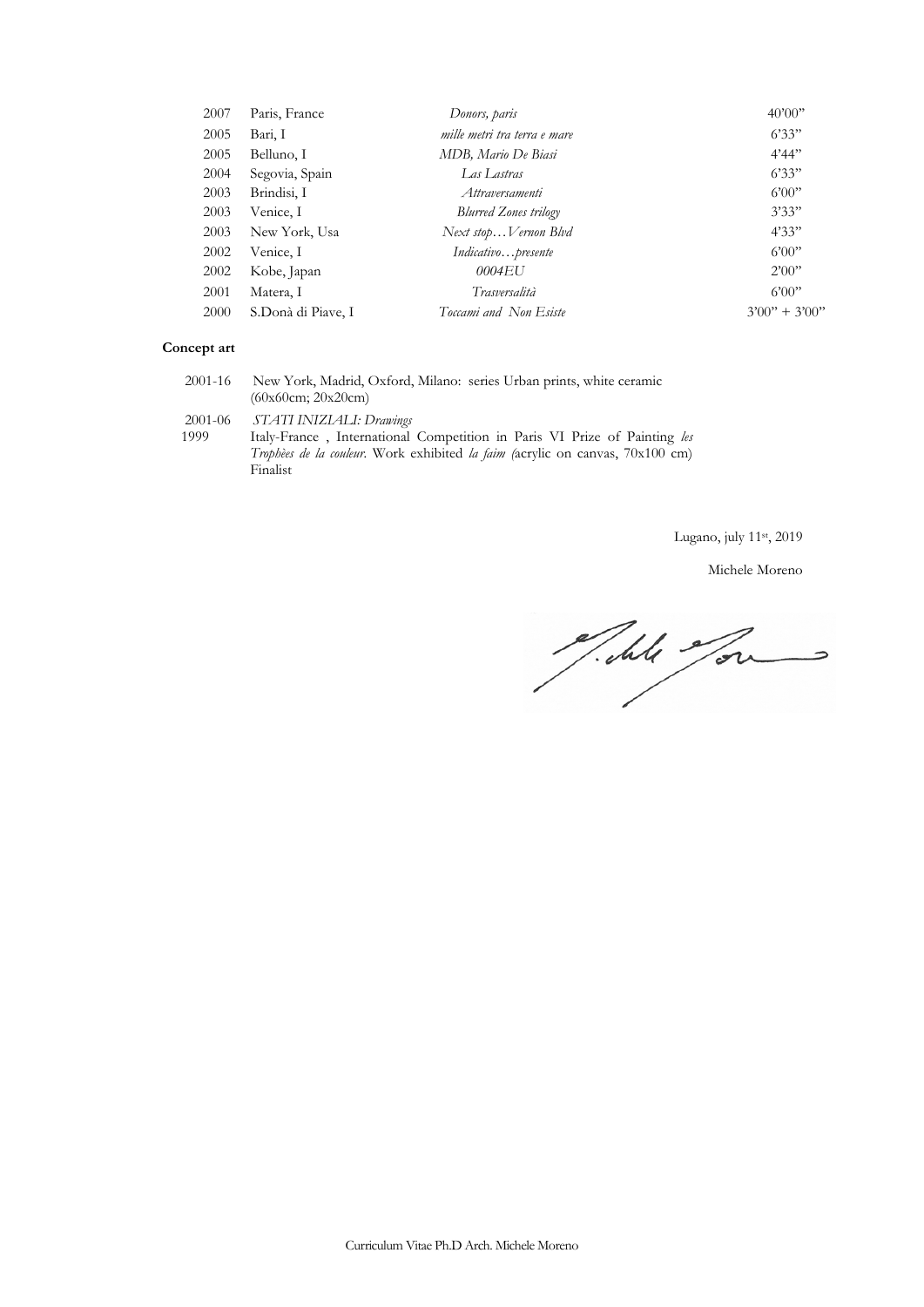| | | | |
|---|---|---|---|
| 2007 | Paris, France | *Donors, paris* | 40'00" |
| 2005 | Bari, I | *mille metri tra terra e mare* | 6'33" |
| 2005 | Belluno, I | *MDB, Mario De Biasi* | 4'44" |
| 2004 | Segovia, Spain | *Las Lastras* | 6'33" |
| 2003 | Brindisi, I | *Attraversamenti* | 6'00" |
| 2003 | Venice, I | *Blurred Zones trilogy* | 3'33" |
| 2003 | New York, Usa | *Next stop…Vernon Blvd* | 4'33" |
| 2002 | Venice, I | *Indicativo…presente* | 6'00" |
| 2002 | Kobe, Japan | *0004EU* | 2'00" |
| 2001 | Matera, I | *Trasversalità* | 6'00" |
| 2000 | S.Donà di Piave, I | *Toccami and Non Esiste* | 3'00" + 3'00" |

**Concept art**

2001-16 New York, Madrid, Oxford, Milano: series Urban prints, white ceramic (60x60cm; 20x20cm)

2001-06 *STATI INIZIALI: Drawings*

1999 Italy-France , International Competition in Paris VI Prize of Painting *les Trophèes de la couleur*. Work exhibited *la faim (*acrylic on canvas, 70x100 cm) Finalist

Lugano, july 11st, 2019

Michele Moreno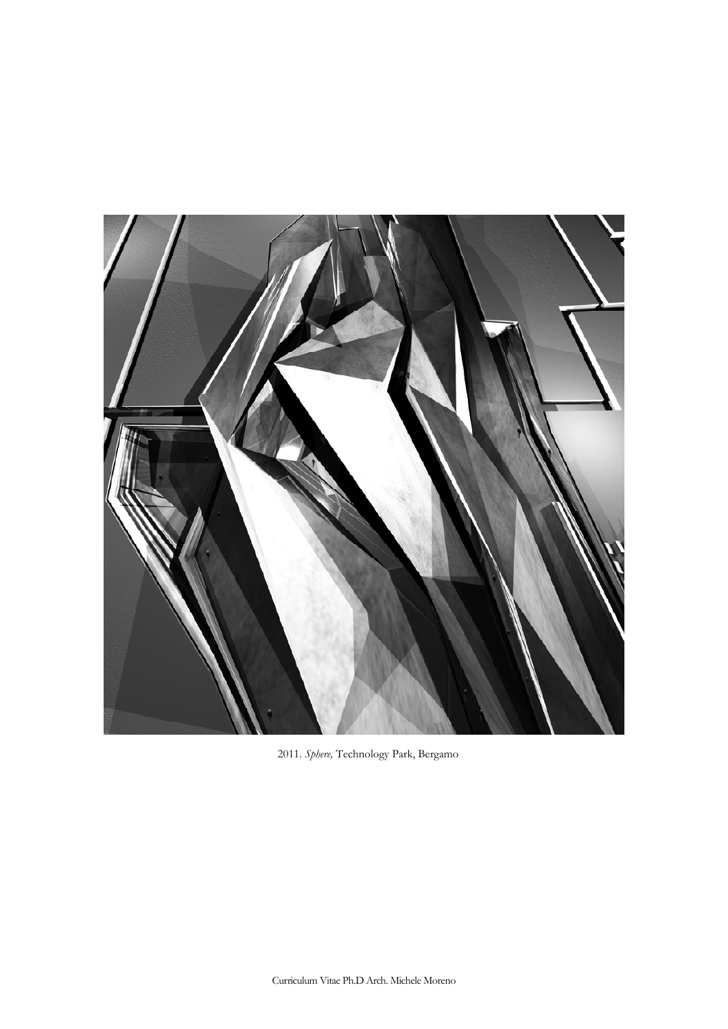2011. *Sphere,* Technology Park, Bergamo